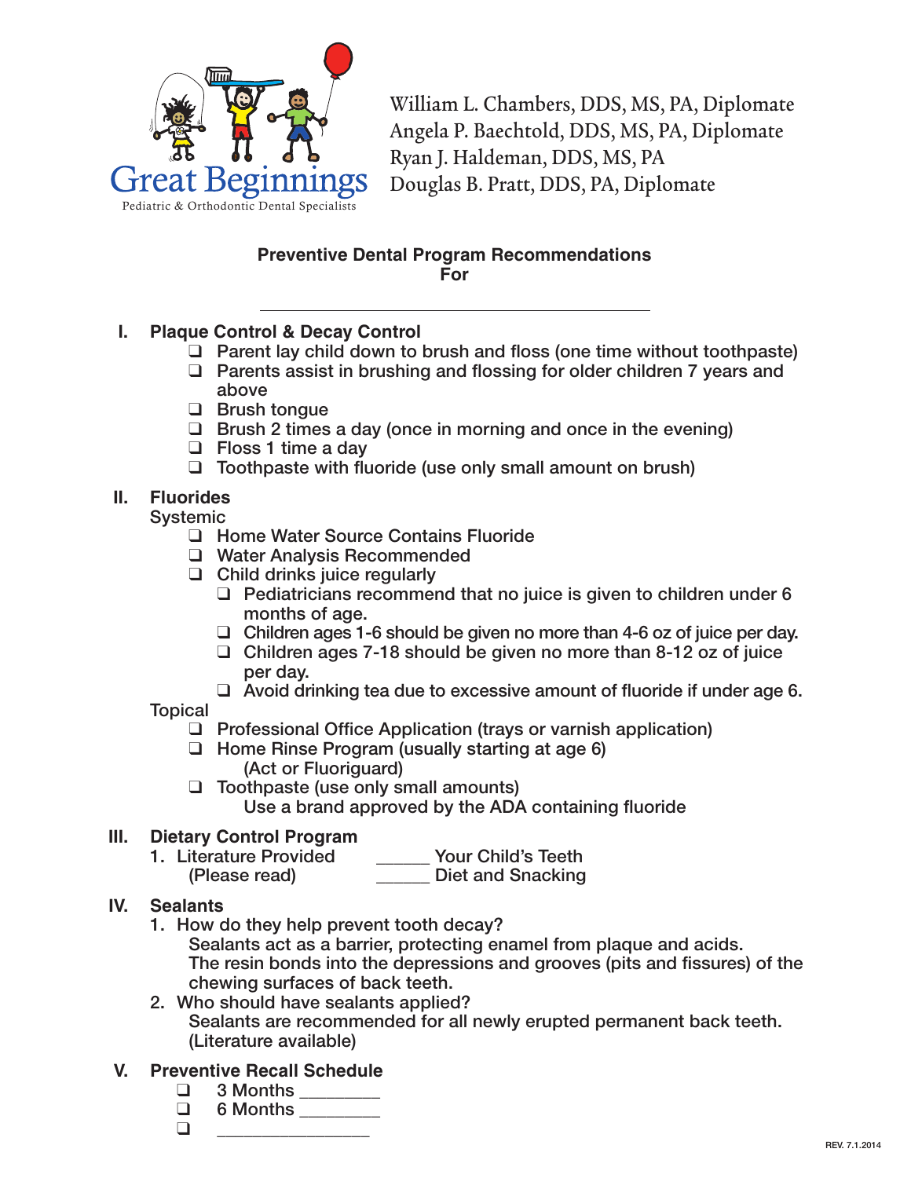Great Beginnings
Pediatric & Orthodontic Dental Specialists

William L. Chambers, DDS, MS, PA, Diplomate
Angela P. Baechtold, DDS, MS, PA, Diplomate
Ryan J. Haldeman, DDS, MS, PA
Douglas B. Pratt, DDS, PA, Diplomate

## Preventive Dental Program Recommendations For

\_\_\_\_\_\_\_\_\_\_\_\_\_\_\_\_\_\_\_\_\_\_\_\_\_\_\_\_\_\_\_\_\_\_\_\_\_\_\_\_

### I. Plaque Control & Decay Control

- ❑ Parent lay child down to brush and floss (one time without toothpaste)
- ❑ Parents assist in brushing and flossing for older children 7 years and above
- ❑ Brush tongue
- ❑ Brush 2 times a day (once in morning and once in the evening)
- ❑ Floss 1 time a day
- ❑ Toothpaste with fluoride (use only small amount on brush)

### II. Fluorides

Systemic

- ❑ Home Water Source Contains Fluoride
- ❑ Water Analysis Recommended
- ❑ Child drinks juice regularly
  - ❑ Pediatricians recommend that no juice is given to children under 6 months of age.
  - ❑ Children ages 1-6 should be given no more than 4-6 oz of juice per day.
  - ❑ Children ages 7-18 should be given no more than 8-12 oz of juice per day.
  - ❑ Avoid drinking tea due to excessive amount of fluoride if under age 6.

Topical

- ❑ Professional Office Application (trays or varnish application)
- ❑ Home Rinse Program (usually starting at age 6)
  (Act or Fluoriguard)
- ❑ Toothpaste (use only small amounts)
  Use a brand approved by the ADA containing fluoride

### III. Dietary Control Program

1. Literature Provided (Please read)
   - \_\_\_\_\_\_ Your Child's Teeth
   - \_\_\_\_\_\_ Diet and Snacking

### IV. Sealants

1. How do they help prevent tooth decay?
   Sealants act as a barrier, protecting enamel from plaque and acids.
   The resin bonds into the depressions and grooves (pits and fissures) of the chewing surfaces of back teeth.
2. Who should have sealants applied?
   Sealants are recommended for all newly erupted permanent back teeth.
   (Literature available)

### V. Preventive Recall Schedule

- ❑ 3 Months \_\_\_\_\_\_\_\_\_
- ❑ 6 Months \_\_\_\_\_\_\_\_\_
- ❑ \_\_\_\_\_\_\_\_\_\_\_\_\_\_\_\_\_

REV. 7.1.2014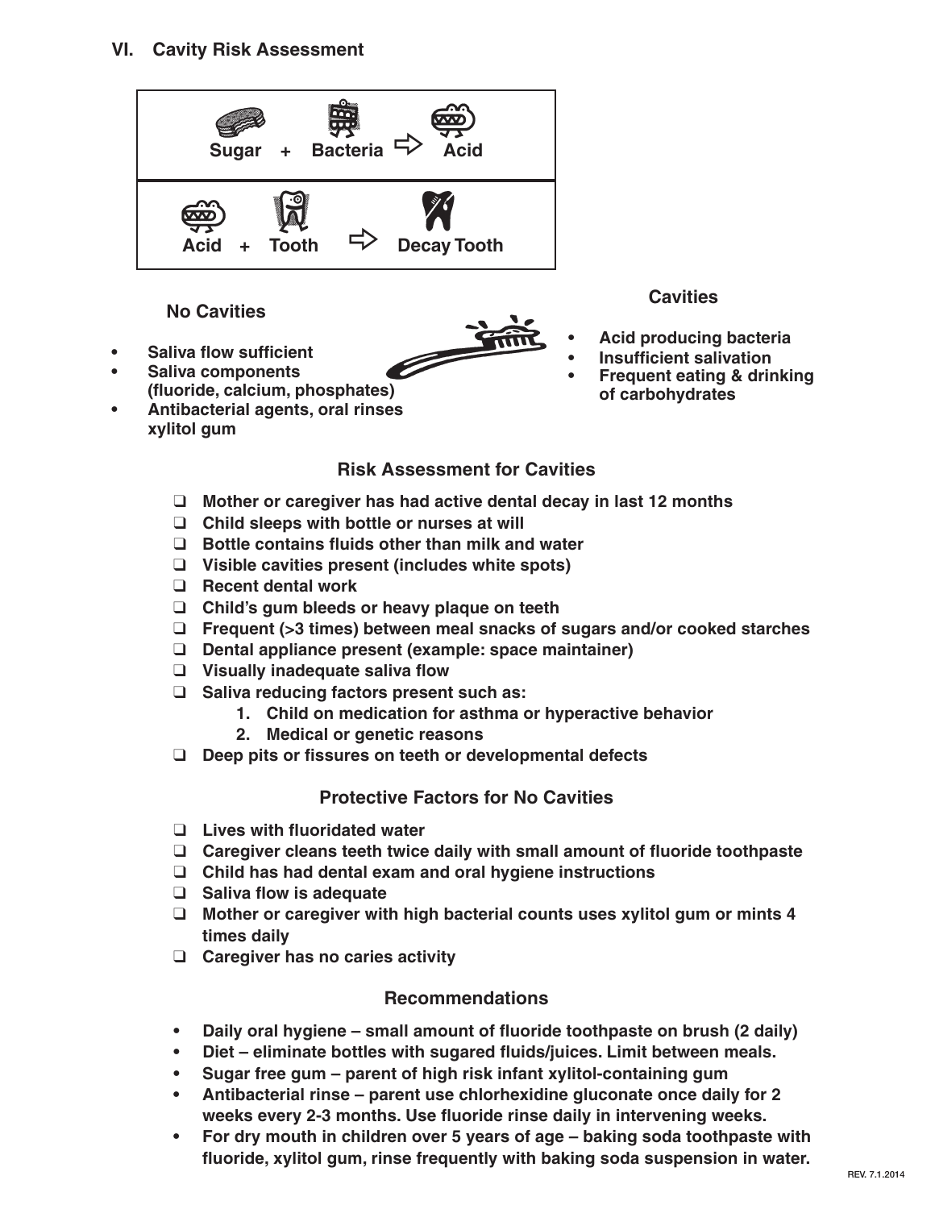## VI. Cavity Risk Assessment

Sugar + Bacteria ⇨ Acid

Acid + Tooth ⇨ Decay Tooth

### No Cavities

- Saliva flow sufficient
- Saliva components (fluoride, calcium, phosphates)
- Antibacterial agents, oral rinses xylitol gum

### Cavities

- Acid producing bacteria
- Insufficient salivation
- Frequent eating & drinking of carbohydrates

### Risk Assessment for Cavities

- ❑ Mother or caregiver has had active dental decay in last 12 months
- ❑ Child sleeps with bottle or nurses at will
- ❑ Bottle contains fluids other than milk and water
- ❑ Visible cavities present (includes white spots)
- ❑ Recent dental work
- ❑ Child's gum bleeds or heavy plaque on teeth
- ❑ Frequent (>3 times) between meal snacks of sugars and/or cooked starches
- ❑ Dental appliance present (example: space maintainer)
- ❑ Visually inadequate saliva flow
- ❑ Saliva reducing factors present such as:
  1. Child on medication for asthma or hyperactive behavior
  2. Medical or genetic reasons
- ❑ Deep pits or fissures on teeth or developmental defects

### Protective Factors for No Cavities

- ❑ Lives with fluoridated water
- ❑ Caregiver cleans teeth twice daily with small amount of fluoride toothpaste
- ❑ Child has had dental exam and oral hygiene instructions
- ❑ Saliva flow is adequate
- ❑ Mother or caregiver with high bacterial counts uses xylitol gum or mints 4 times daily
- ❑ Caregiver has no caries activity

### Recommendations

- Daily oral hygiene – small amount of fluoride toothpaste on brush (2 daily)
- Diet – eliminate bottles with sugared fluids/juices. Limit between meals.
- Sugar free gum – parent of high risk infant xylitol-containing gum
- Antibacterial rinse – parent use chlorhexidine gluconate once daily for 2 weeks every 2-3 months. Use fluoride rinse daily in intervening weeks.
- For dry mouth in children over 5 years of age – baking soda toothpaste with fluoride, xylitol gum, rinse frequently with baking soda suspension in water.

REV. 7.1.2014